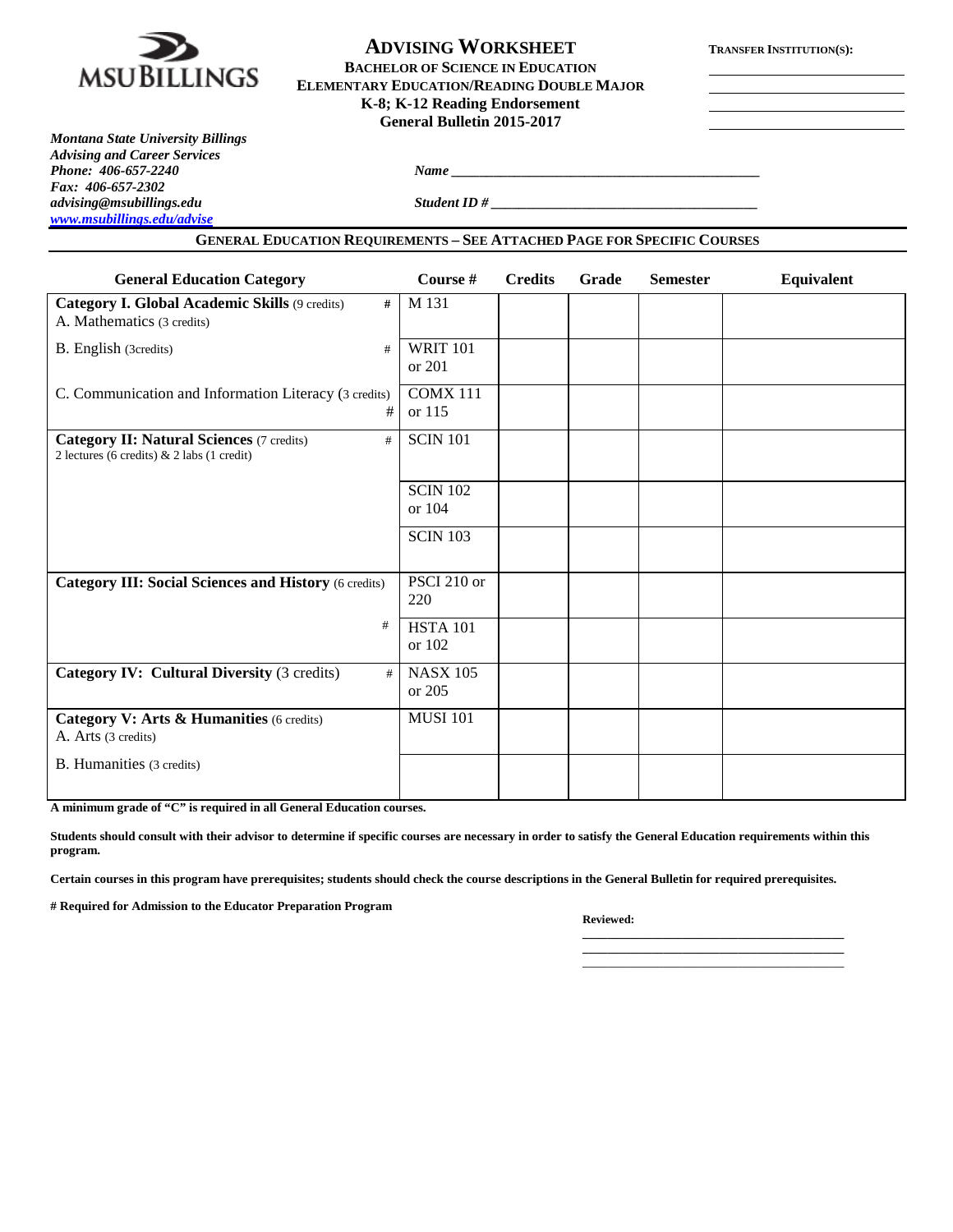MSU BILLINGS

# ADVISING WORKSHEET

**BACHELOR OF SCIENCE IN EDUCATION**
**ELEMENTARY EDUCATION/READING DOUBLE MAJOR**
**K-8; K-12 Reading Endorsement**
**General Bulletin 2015-2017**

**TRANSFER INSTITUTION(S):**

______________________
______________________
______________________
______________________

***Montana State University Billings***
***Advising and Career Services***
***Phone: 406-657-2240***
***Fax: 406-657-2302***
***advising@msubillings.edu***
***www.msubillings.edu/advise***

***Name*** ____________________________________________

***Student ID #*** ______________________________________

## GENERAL EDUCATION REQUIREMENTS – SEE ATTACHED PAGE FOR SPECIFIC COURSES

| General Education Category | Course # | Credits | Grade | Semester | Equivalent |
|---|---|---|---|---|---|
| **Category I. Global Academic Skills** (9 credits) # <br> A. Mathematics (3 credits) | M 131 | | | | |
| B. English (3credits) # | WRIT 101 or 201 | | | | |
| C. Communication and Information Literacy (3 credits) # | COMX 111 or 115 | | | | |
| **Category II: Natural Sciences** (7 credits) # <br> 2 lectures (6 credits) & 2 labs (1 credit) | SCIN 101 | | | | |
| | SCIN 102 or 104 | | | | |
| | SCIN 103 | | | | |
| **Category III: Social Sciences and History** (6 credits) | PSCI 210 or 220 | | | | |
| # | HSTA 101 or 102 | | | | |
| **Category IV: Cultural Diversity** (3 credits) # | NASX 105 or 205 | | | | |
| **Category V: Arts & Humanities** (6 credits) <br> A. Arts (3 credits) | MUSI 101 | | | | |
| B. Humanities (3 credits) | | | | | |

**A minimum grade of "C" is required in all General Education courses.**

**Students should consult with their advisor to determine if specific courses are necessary in order to satisfy the General Education requirements within this program.**

**Certain courses in this program have prerequisites; students should check the course descriptions in the General Bulletin for required prerequisites.**

**# Required for Admission to the Educator Preparation Program**

**Reviewed:**

______________________________
______________________________
______________________________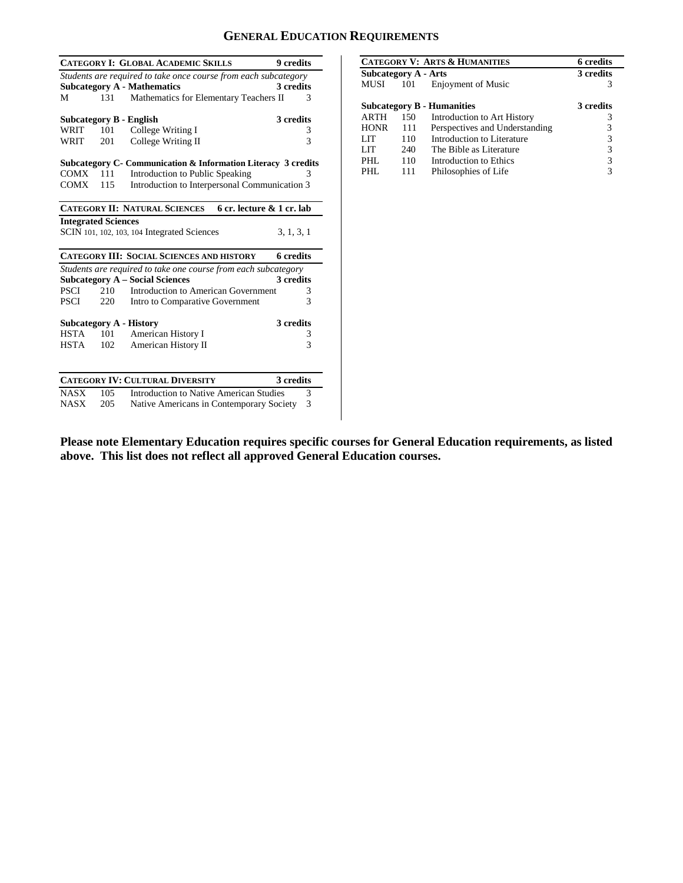# General Education Requirements

| **Category I: Global Academic Skills** | | | **9 credits** |
|---|---|---|---|
| *Students are required to take once course from each subcategory* | | | |
| **Subcategory A - Mathematics** | | | **3 credits** |
| M | 131 | Mathematics for Elementary Teachers II | 3 |
| **Subcategory B - English** | | | **3 credits** |
| WRIT | 101 | College Writing I | 3 |
| WRIT | 201 | College Writing II | 3 |
| **Subcategory C- Communication & Information Literacy** | | | **3 credits** |
| COMX | 111 | Introduction to Public Speaking | 3 |
| COMX | 115 | Introduction to Interpersonal Communication | 3 |

| **Category II: Natural Sciences** | **6 cr. lecture & 1 cr. lab** |
|---|---|
| **Integrated Sciences** | |
| SCIN 101, 102, 103, 104 Integrated Sciences | 3, 1, 3, 1 |

| **Category III: Social Sciences and History** | | | **6 credits** |
|---|---|---|---|
| *Students are required to take one course from each subcategory* | | | |
| **Subcategory A – Social Sciences** | | | **3 credits** |
| PSCI | 210 | Introduction to American Government | 3 |
| PSCI | 220 | Intro to Comparative Government | 3 |
| **Subcategory A - History** | | | **3 credits** |
| HSTA | 101 | American History I | 3 |
| HSTA | 102 | American History II | 3 |

| **Category IV: Cultural Diversity** | | | **3 credits** |
|---|---|---|---|
| NASX | 105 | Introduction to Native American Studies | 3 |
| NASX | 205 | Native Americans in Contemporary Society | 3 |

| **Category V: Arts & Humanities** | | | **6 credits** |
|---|---|---|---|
| **Subcategory A - Arts** | | | **3 credits** |
| MUSI | 101 | Enjoyment of Music | 3 |
| **Subcategory B - Humanities** | | | **3 credits** |
| ARTH | 150 | Introduction to Art History | 3 |
| HONR | 111 | Perspectives and Understanding | 3 |
| LIT | 110 | Introduction to Literature | 3 |
| LIT | 240 | The Bible as Literature | 3 |
| PHL | 110 | Introduction to Ethics | 3 |
| PHL | 111 | Philosophies of Life | 3 |

**Please note Elementary Education requires specific courses for General Education requirements, as listed above. This list does not reflect all approved General Education courses.**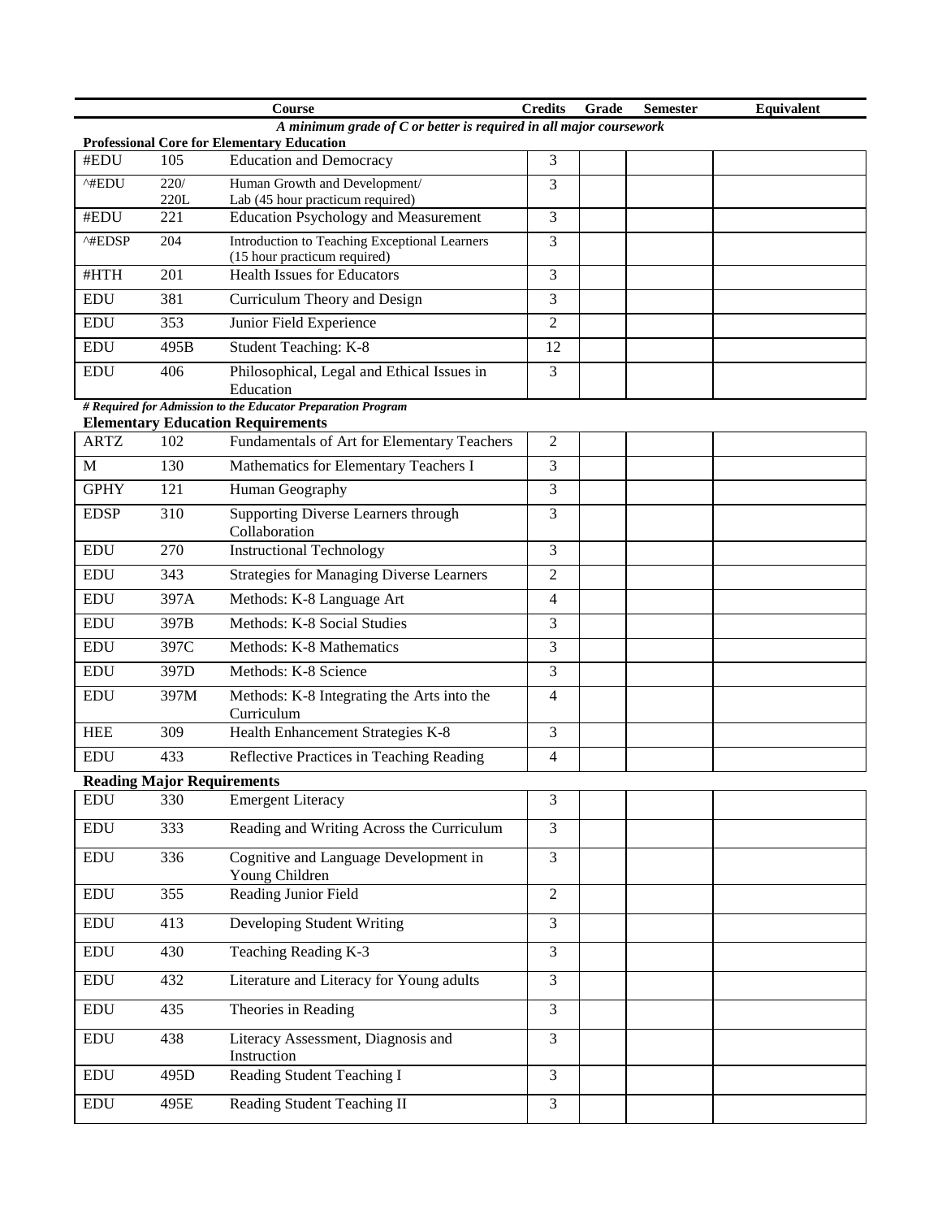| | | Course | Credits | Grade | Semester | Equivalent |
|---|---|---|---|---|---|---|
| | | *A minimum grade of C or better is required in all major coursework* | | | | |
| **Professional Core for Elementary Education** | | | | | | |
| #EDU | 105 | Education and Democracy | 3 | | | |
| ^#EDU | 220/ 220L | Human Growth and Development/ Lab (45 hour practicum required) | 3 | | | |
| #EDU | 221 | Education Psychology and Measurement | 3 | | | |
| ^#EDSP | 204 | Introduction to Teaching Exceptional Learners (15 hour practicum required) | 3 | | | |
| #HTH | 201 | Health Issues for Educators | 3 | | | |
| EDU | 381 | Curriculum Theory and Design | 3 | | | |
| EDU | 353 | Junior Field Experience | 2 | | | |
| EDU | 495B | Student Teaching: K-8 | 12 | | | |
| EDU | 406 | Philosophical, Legal and Ethical Issues in Education | 3 | | | |
| ***# Required for Admission to the Educator Preparation Program*** | | | | | | |
| **Elementary Education Requirements** | | | | | | |
| ARTZ | 102 | Fundamentals of Art for Elementary Teachers | 2 | | | |
| M | 130 | Mathematics for Elementary Teachers I | 3 | | | |
| GPHY | 121 | Human Geography | 3 | | | |
| EDSP | 310 | Supporting Diverse Learners through Collaboration | 3 | | | |
| EDU | 270 | Instructional Technology | 3 | | | |
| EDU | 343 | Strategies for Managing Diverse Learners | 2 | | | |
| EDU | 397A | Methods: K-8 Language Art | 4 | | | |
| EDU | 397B | Methods: K-8 Social Studies | 3 | | | |
| EDU | 397C | Methods: K-8 Mathematics | 3 | | | |
| EDU | 397D | Methods: K-8 Science | 3 | | | |
| EDU | 397M | Methods: K-8 Integrating the Arts into the Curriculum | 4 | | | |
| HEE | 309 | Health Enhancement Strategies K-8 | 3 | | | |
| EDU | 433 | Reflective Practices in Teaching Reading | 4 | | | |
| **Reading Major Requirements** | | | | | | |
| EDU | 330 | Emergent Literacy | 3 | | | |
| EDU | 333 | Reading and Writing Across the Curriculum | 3 | | | |
| EDU | 336 | Cognitive and Language Development in Young Children | 3 | | | |
| EDU | 355 | Reading Junior Field | 2 | | | |
| EDU | 413 | Developing Student Writing | 3 | | | |
| EDU | 430 | Teaching Reading K-3 | 3 | | | |
| EDU | 432 | Literature and Literacy for Young adults | 3 | | | |
| EDU | 435 | Theories in Reading | 3 | | | |
| EDU | 438 | Literacy Assessment, Diagnosis and Instruction | 3 | | | |
| EDU | 495D | Reading Student Teaching I | 3 | | | |
| EDU | 495E | Reading Student Teaching II | 3 | | | |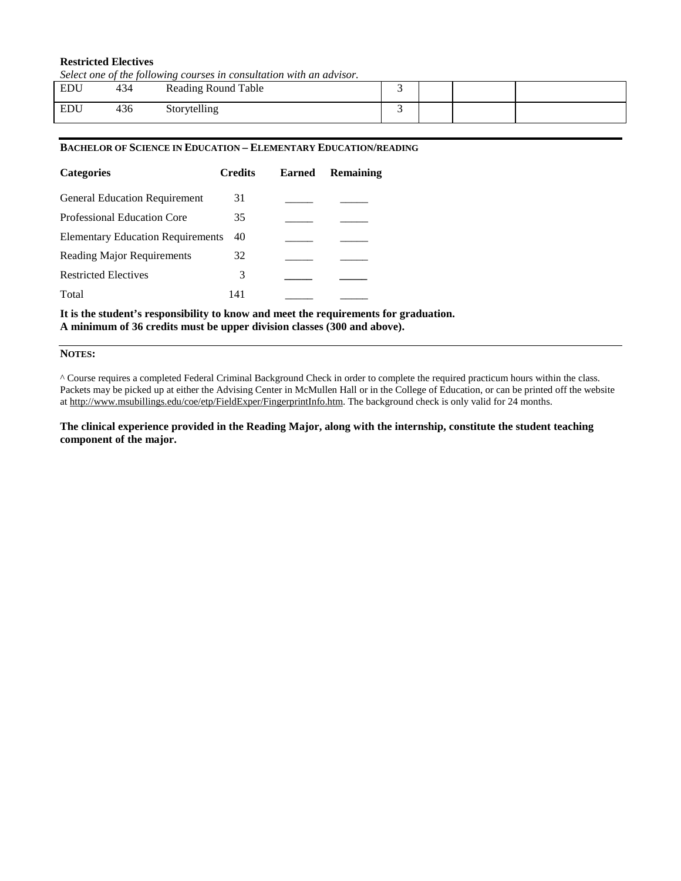**Restricted Electives**

*Select one of the following courses in consultation with an advisor.*

| | | | | | | |
|---|---|---|---|---|---|---|
| EDU | 434 | Reading Round Table | 3 | | | |
| EDU | 436 | Storytelling | 3 | | | |

**BACHELOR OF SCIENCE IN EDUCATION – ELEMENTARY EDUCATION/READING**

| Categories | Credits | Earned | Remaining |
|---|---|---|---|
| General Education Requirement | 31 | _____ | _____ |
| Professional Education Core | 35 | _____ | _____ |
| Elementary Education Requirements | 40 | _____ | _____ |
| Reading Major Requirements | 32 | _____ | _____ |
| Restricted Electives | 3 | _____ | _____ |
| Total | 141 | _____ | _____ |

**It is the student's responsibility to know and meet the requirements for graduation.**
**A minimum of 36 credits must be upper division classes (300 and above).**

**NOTES:**

^ Course requires a completed Federal Criminal Background Check in order to complete the required practicum hours within the class. Packets may be picked up at either the Advising Center in McMullen Hall or in the College of Education, or can be printed off the website at http://www.msubillings.edu/coe/etp/FieldExper/FingerprintInfo.htm. The background check is only valid for 24 months.

**The clinical experience provided in the Reading Major, along with the internship, constitute the student teaching component of the major.**